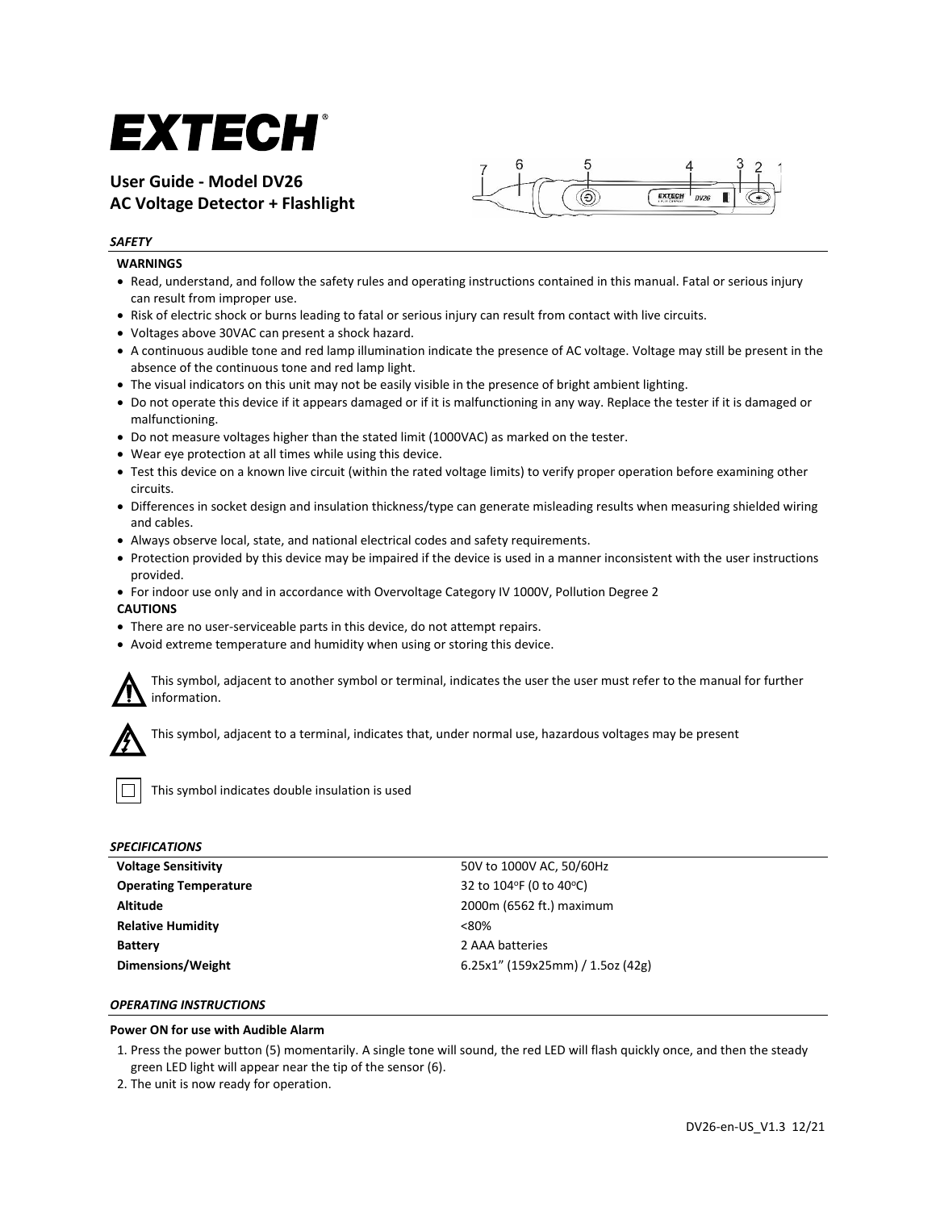# EXTECH®

## User Guide - Model DV26
## AC Voltage Detector + Flashlight

### *SAFETY*

**WARNINGS**

- Read, understand, and follow the safety rules and operating instructions contained in this manual. Fatal or serious injury can result from improper use.
- Risk of electric shock or burns leading to fatal or serious injury can result from contact with live circuits.
- Voltages above 30VAC can present a shock hazard.
- A continuous audible tone and red lamp illumination indicate the presence of AC voltage. Voltage may still be present in the absence of the continuous tone and red lamp light.
- The visual indicators on this unit may not be easily visible in the presence of bright ambient lighting.
- Do not operate this device if it appears damaged or if it is malfunctioning in any way. Replace the tester if it is damaged or malfunctioning.
- Do not measure voltages higher than the stated limit (1000VAC) as marked on the tester.
- Wear eye protection at all times while using this device.
- Test this device on a known live circuit (within the rated voltage limits) to verify proper operation before examining other circuits.
- Differences in socket design and insulation thickness/type can generate misleading results when measuring shielded wiring and cables.
- Always observe local, state, and national electrical codes and safety requirements.
- Protection provided by this device may be impaired if the device is used in a manner inconsistent with the user instructions provided.
- For indoor use only and in accordance with Overvoltage Category IV 1000V, Pollution Degree 2

**CAUTIONS**

- There are no user-serviceable parts in this device, do not attempt repairs.
- Avoid extreme temperature and humidity when using or storing this device.

This symbol, adjacent to another symbol or terminal, indicates the user the user must refer to the manual for further information.

This symbol, adjacent to a terminal, indicates that, under normal use, hazardous voltages may be present

This symbol indicates double insulation is used

### *SPECIFICATIONS*

| | |
|---|---|
| **Voltage Sensitivity** | 50V to 1000V AC, 50/60Hz |
| **Operating Temperature** | 32 to 104°F (0 to 40°C) |
| **Altitude** | 2000m (6562 ft.) maximum |
| **Relative Humidity** | <80% |
| **Battery** | 2 AAA batteries |
| **Dimensions/Weight** | 6.25x1" (159x25mm) / 1.5oz (42g) |

### *OPERATING INSTRUCTIONS*

**Power ON for use with Audible Alarm**

1. Press the power button (5) momentarily. A single tone will sound, the red LED will flash quickly once, and then the steady green LED light will appear near the tip of the sensor (6).
2. The unit is now ready for operation.

DV26-en-US_V1.3 12/21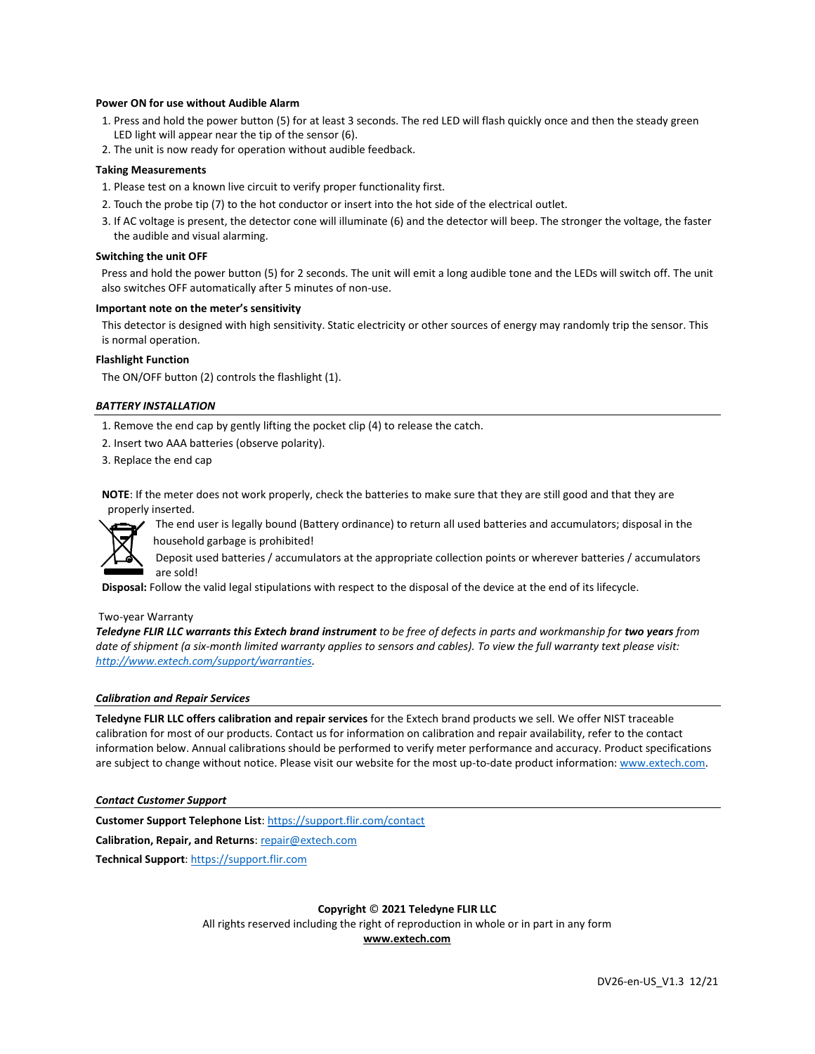**Power ON for use without Audible Alarm**

1. Press and hold the power button (5) for at least 3 seconds. The red LED will flash quickly once and then the steady green LED light will appear near the tip of the sensor (6).
2. The unit is now ready for operation without audible feedback.

**Taking Measurements**

1. Please test on a known live circuit to verify proper functionality first.
2. Touch the probe tip (7) to the hot conductor or insert into the hot side of the electrical outlet.
3. If AC voltage is present, the detector cone will illuminate (6) and the detector will beep. The stronger the voltage, the faster the audible and visual alarming.

**Switching the unit OFF**

Press and hold the power button (5) for 2 seconds. The unit will emit a long audible tone and the LEDs will switch off. The unit also switches OFF automatically after 5 minutes of non-use.

**Important note on the meter's sensitivity**

This detector is designed with high sensitivity. Static electricity or other sources of energy may randomly trip the sensor. This is normal operation.

**Flashlight Function**

The ON/OFF button (2) controls the flashlight (1).

## *BATTERY INSTALLATION*

1. Remove the end cap by gently lifting the pocket clip (4) to release the catch.
2. Insert two AAA batteries (observe polarity).
3. Replace the end cap

**NOTE**: If the meter does not work properly, check the batteries to make sure that they are still good and that they are properly inserted.

The end user is legally bound (Battery ordinance) to return all used batteries and accumulators; disposal in the household garbage is prohibited!

Deposit used batteries / accumulators at the appropriate collection points or wherever batteries / accumulators are sold!

**Disposal:** Follow the valid legal stipulations with respect to the disposal of the device at the end of its lifecycle.

Two-year Warranty

***Teledyne FLIR LLC warrants this Extech brand instrument*** *to be free of defects in parts and workmanship for* ***two years*** *from date of shipment (a six-month limited warranty applies to sensors and cables). To view the full warranty text please visit: http://www.extech.com/support/warranties.*

## *Calibration and Repair Services*

**Teledyne FLIR LLC offers calibration and repair services** for the Extech brand products we sell. We offer NIST traceable calibration for most of our products. Contact us for information on calibration and repair availability, refer to the contact information below. Annual calibrations should be performed to verify meter performance and accuracy. Product specifications are subject to change without notice. Please visit our website for the most up-to-date product information: www.extech.com.

## *Contact Customer Support*

**Customer Support Telephone List**: https://support.flir.com/contact

**Calibration, Repair, and Returns**: repair@extech.com

**Technical Support**: https://support.flir.com

**Copyright © 2021 Teledyne FLIR LLC**

All rights reserved including the right of reproduction in whole or in part in any form

**www.extech.com**

DV26-en-US_V1.3 12/21